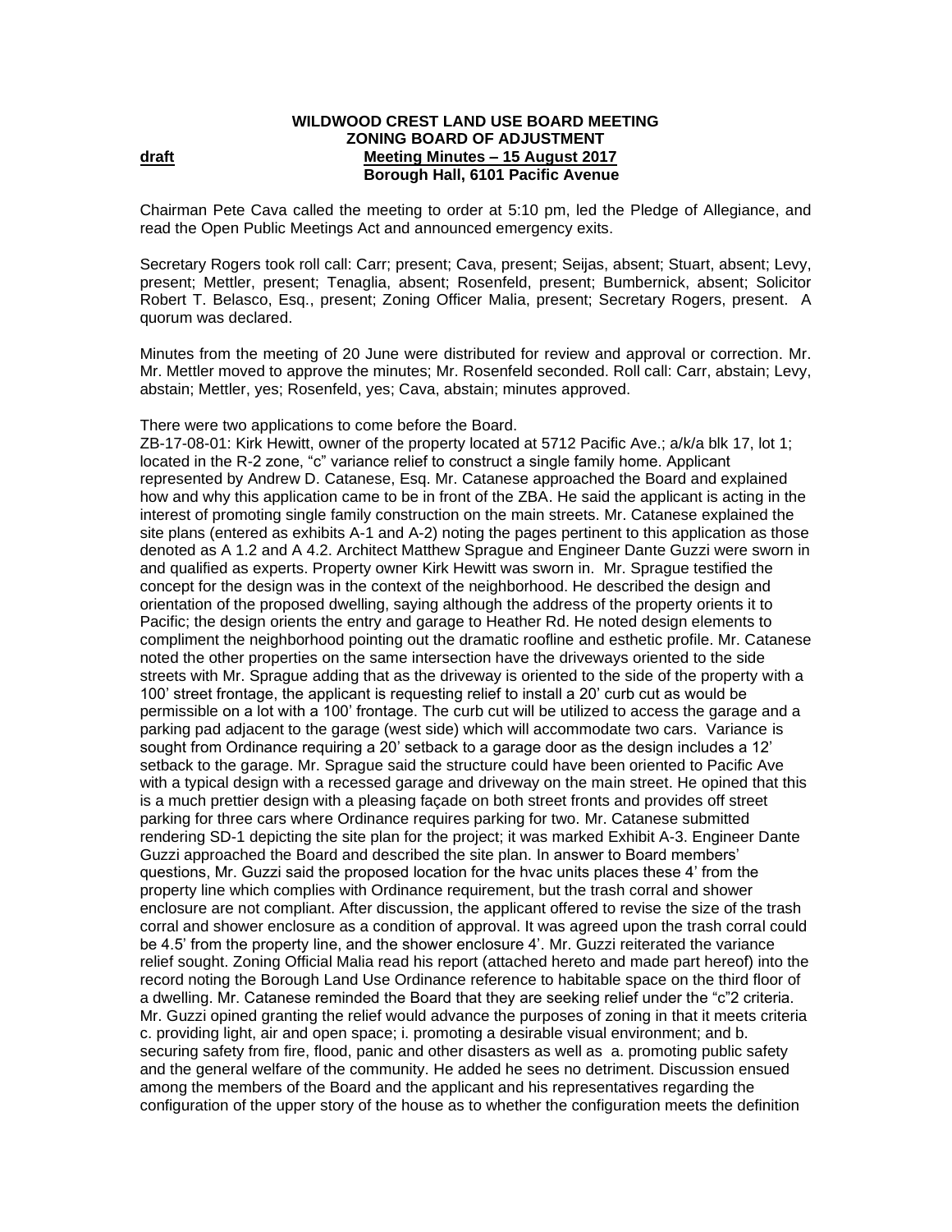**WILDWOOD CREST LAND USE BOARD MEETING**
**ZONING BOARD OF ADJUSTMENT**
**draft** **Meeting Minutes – 15 August 2017**
**Borough Hall, 6101 Pacific Avenue**

Chairman Pete Cava called the meeting to order at 5:10 pm, led the Pledge of Allegiance, and read the Open Public Meetings Act and announced emergency exits.

Secretary Rogers took roll call: Carr; present; Cava, present; Seijas, absent; Stuart, absent; Levy, present; Mettler, present; Tenaglia, absent; Rosenfeld, present; Bumbernick, absent; Solicitor Robert T. Belasco, Esq., present; Zoning Officer Malia, present; Secretary Rogers, present. A quorum was declared.

Minutes from the meeting of 20 June were distributed for review and approval or correction. Mr. Mr. Mettler moved to approve the minutes; Mr. Rosenfeld seconded. Roll call: Carr, abstain; Levy, abstain; Mettler, yes; Rosenfeld, yes; Cava, abstain; minutes approved.

There were two applications to come before the Board.

ZB-17-08-01: Kirk Hewitt, owner of the property located at 5712 Pacific Ave.; a/k/a blk 17, lot 1; located in the R-2 zone, "c" variance relief to construct a single family home. Applicant represented by Andrew D. Catanese, Esq. Mr. Catanese approached the Board and explained how and why this application came to be in front of the ZBA. He said the applicant is acting in the interest of promoting single family construction on the main streets. Mr. Catanese explained the site plans (entered as exhibits A-1 and A-2) noting the pages pertinent to this application as those denoted as A 1.2 and A 4.2. Architect Matthew Sprague and Engineer Dante Guzzi were sworn in and qualified as experts. Property owner Kirk Hewitt was sworn in. Mr. Sprague testified the concept for the design was in the context of the neighborhood. He described the design and orientation of the proposed dwelling, saying although the address of the property orients it to Pacific; the design orients the entry and garage to Heather Rd. He noted design elements to compliment the neighborhood pointing out the dramatic roofline and esthetic profile. Mr. Catanese noted the other properties on the same intersection have the driveways oriented to the side streets with Mr. Sprague adding that as the driveway is oriented to the side of the property with a 100' street frontage, the applicant is requesting relief to install a 20' curb cut as would be permissible on a lot with a 100' frontage. The curb cut will be utilized to access the garage and a parking pad adjacent to the garage (west side) which will accommodate two cars. Variance is sought from Ordinance requiring a 20' setback to a garage door as the design includes a 12' setback to the garage. Mr. Sprague said the structure could have been oriented to Pacific Ave with a typical design with a recessed garage and driveway on the main street. He opined that this is a much prettier design with a pleasing façade on both street fronts and provides off street parking for three cars where Ordinance requires parking for two. Mr. Catanese submitted rendering SD-1 depicting the site plan for the project; it was marked Exhibit A-3. Engineer Dante Guzzi approached the Board and described the site plan. In answer to Board members' questions, Mr. Guzzi said the proposed location for the hvac units places these 4' from the property line which complies with Ordinance requirement, but the trash corral and shower enclosure are not compliant. After discussion, the applicant offered to revise the size of the trash corral and shower enclosure as a condition of approval. It was agreed upon the trash corral could be 4.5' from the property line, and the shower enclosure 4'. Mr. Guzzi reiterated the variance relief sought. Zoning Official Malia read his report (attached hereto and made part hereof) into the record noting the Borough Land Use Ordinance reference to habitable space on the third floor of a dwelling. Mr. Catanese reminded the Board that they are seeking relief under the "c"2 criteria. Mr. Guzzi opined granting the relief would advance the purposes of zoning in that it meets criteria c. providing light, air and open space; i. promoting a desirable visual environment; and b. securing safety from fire, flood, panic and other disasters as well as a. promoting public safety and the general welfare of the community. He added he sees no detriment. Discussion ensued among the members of the Board and the applicant and his representatives regarding the configuration of the upper story of the house as to whether the configuration meets the definition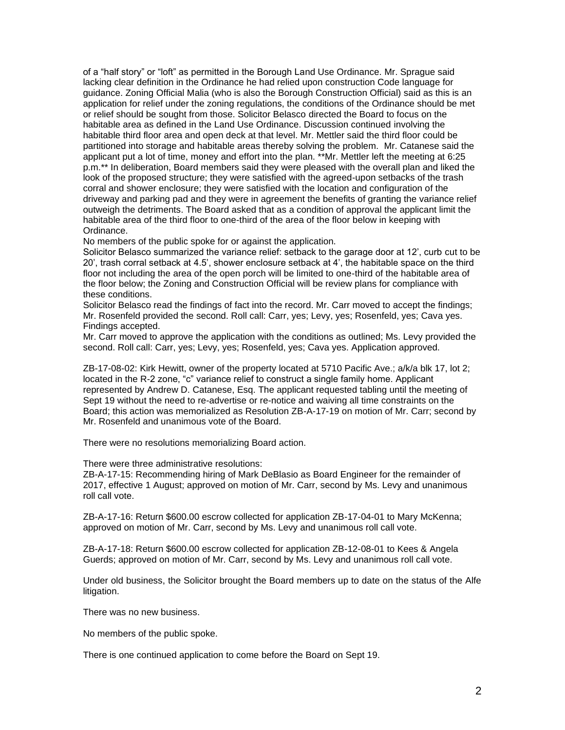of a "half story" or "loft" as permitted in the Borough Land Use Ordinance. Mr. Sprague said lacking clear definition in the Ordinance he had relied upon construction Code language for guidance. Zoning Official Malia (who is also the Borough Construction Official) said as this is an application for relief under the zoning regulations, the conditions of the Ordinance should be met or relief should be sought from those. Solicitor Belasco directed the Board to focus on the habitable area as defined in the Land Use Ordinance. Discussion continued involving the habitable third floor area and open deck at that level. Mr. Mettler said the third floor could be partitioned into storage and habitable areas thereby solving the problem. Mr. Catanese said the applicant put a lot of time, money and effort into the plan. **Mr. Mettler left the meeting at 6:25 p.m.** In deliberation, Board members said they were pleased with the overall plan and liked the look of the proposed structure; they were satisfied with the agreed-upon setbacks of the trash corral and shower enclosure; they were satisfied with the location and configuration of the driveway and parking pad and they were in agreement the benefits of granting the variance relief outweigh the detriments. The Board asked that as a condition of approval the applicant limit the habitable area of the third floor to one-third of the area of the floor below in keeping with Ordinance.

No members of the public spoke for or against the application.

Solicitor Belasco summarized the variance relief: setback to the garage door at 12', curb cut to be 20', trash corral setback at 4.5', shower enclosure setback at 4', the habitable space on the third floor not including the area of the open porch will be limited to one-third of the habitable area of the floor below; the Zoning and Construction Official will be review plans for compliance with these conditions.

Solicitor Belasco read the findings of fact into the record. Mr. Carr moved to accept the findings; Mr. Rosenfeld provided the second. Roll call: Carr, yes; Levy, yes; Rosenfeld, yes; Cava yes. Findings accepted.

Mr. Carr moved to approve the application with the conditions as outlined; Ms. Levy provided the second. Roll call: Carr, yes; Levy, yes; Rosenfeld, yes; Cava yes. Application approved.

ZB-17-08-02: Kirk Hewitt, owner of the property located at 5710 Pacific Ave.; a/k/a blk 17, lot 2; located in the R-2 zone, "c" variance relief to construct a single family home. Applicant represented by Andrew D. Catanese, Esq. The applicant requested tabling until the meeting of Sept 19 without the need to re-advertise or re-notice and waiving all time constraints on the Board; this action was memorialized as Resolution ZB-A-17-19 on motion of Mr. Carr; second by Mr. Rosenfeld and unanimous vote of the Board.

There were no resolutions memorializing Board action.

There were three administrative resolutions:

ZB-A-17-15: Recommending hiring of Mark DeBlasio as Board Engineer for the remainder of 2017, effective 1 August; approved on motion of Mr. Carr, second by Ms. Levy and unanimous roll call vote.

ZB-A-17-16: Return $600.00 escrow collected for application ZB-17-04-01 to Mary McKenna; approved on motion of Mr. Carr, second by Ms. Levy and unanimous roll call vote.

ZB-A-17-18: Return $600.00 escrow collected for application ZB-12-08-01 to Kees & Angela Guerds; approved on motion of Mr. Carr, second by Ms. Levy and unanimous roll call vote.

Under old business, the Solicitor brought the Board members up to date on the status of the Alfe litigation.

There was no new business.

No members of the public spoke.

There is one continued application to come before the Board on Sept 19.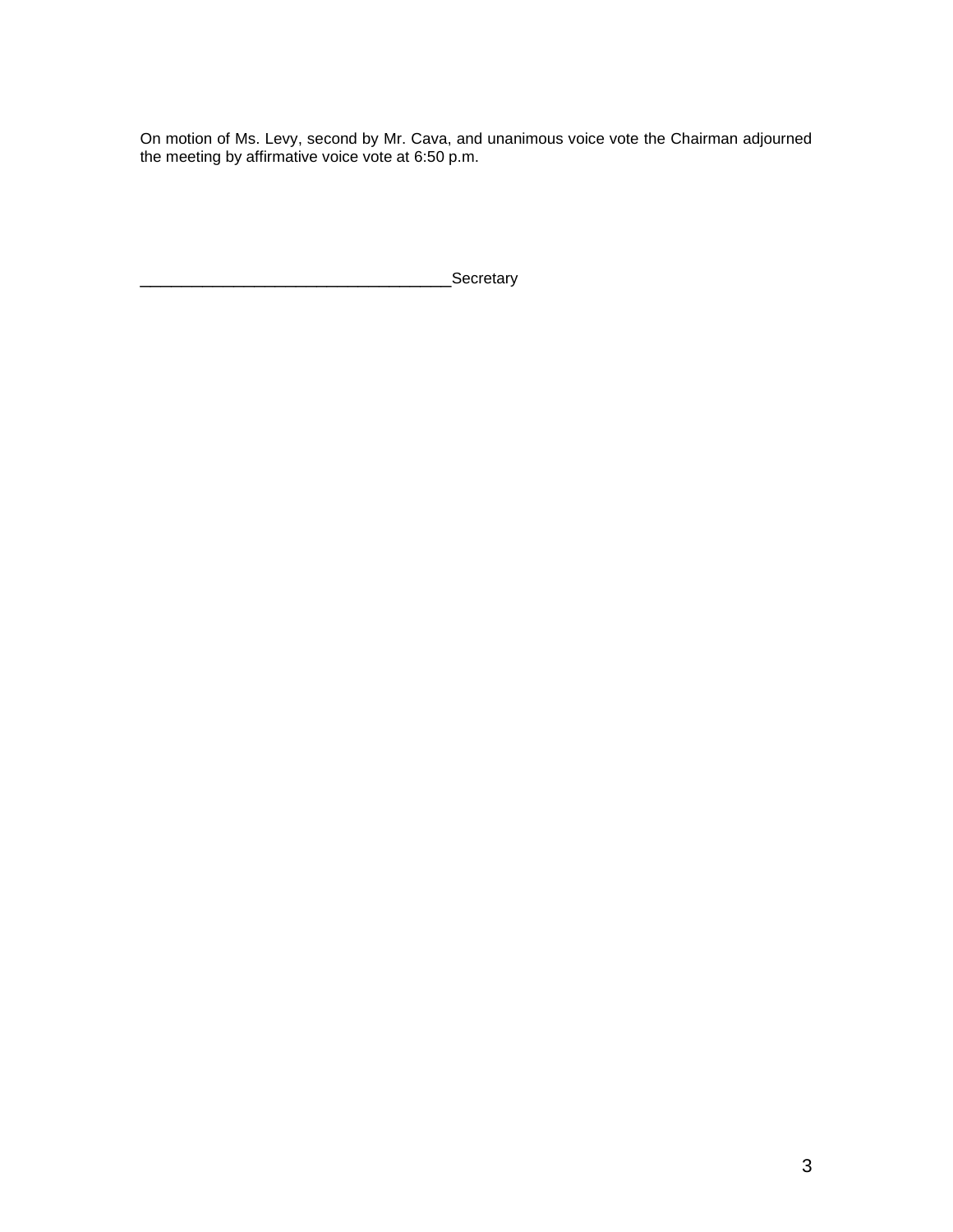On motion of Ms. Levy, second by Mr. Cava, and unanimous voice vote the Chairman adjourned the meeting by affirmative voice vote at 6:50 p.m.

__________________________________Secretary